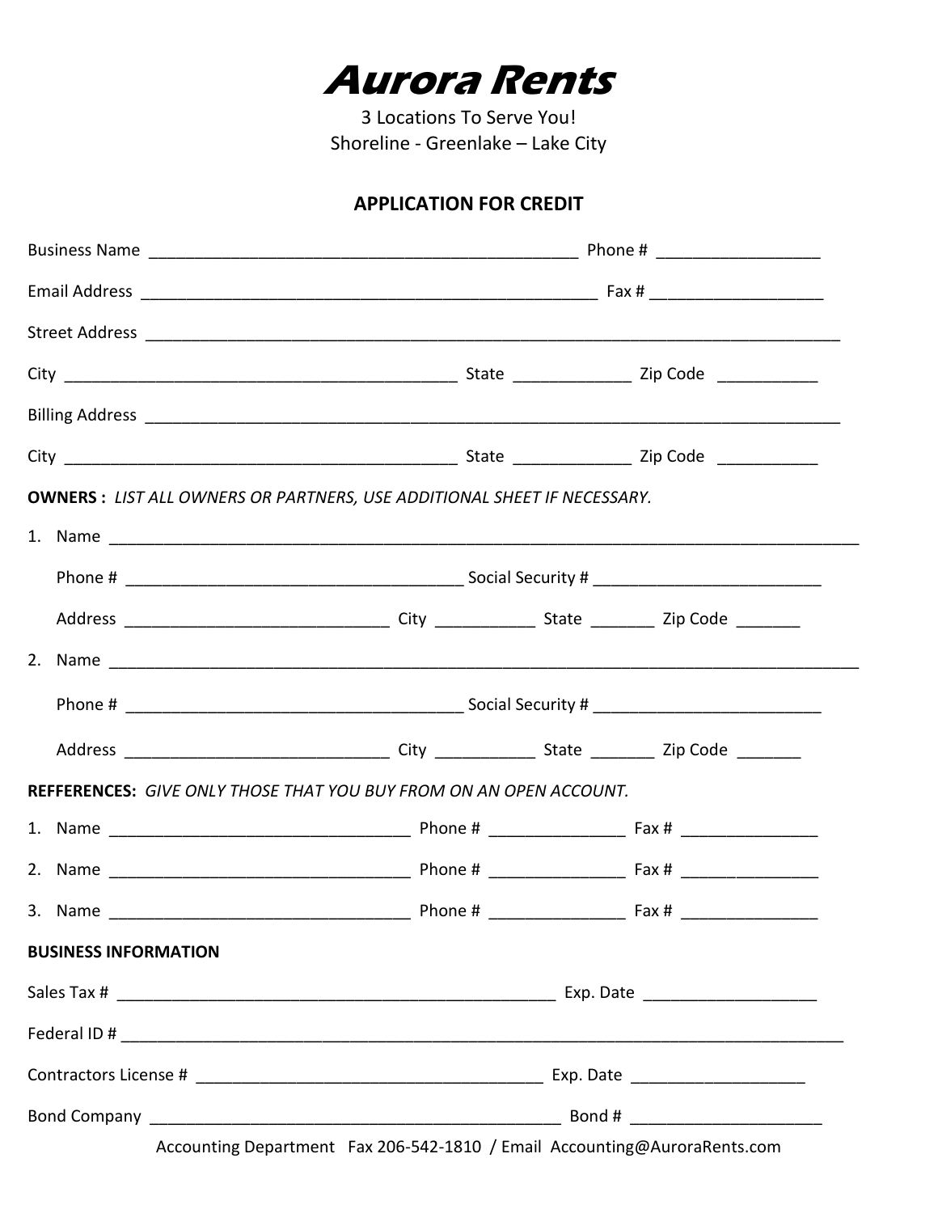# Aurora Rents

3 Locations To Serve You!
Shoreline - Greenlake – Lake City

## APPLICATION FOR CREDIT

Business Name _______________________________________________ Phone # _________________

Email Address ___________________________________________________ Fax # __________________

Street Address ____________________________________________________________________________

City ____________________________________________ State _____________ Zip Code ___________

Billing Address ___________________________________________________________________________

City ____________________________________________ State _____________ Zip Code ___________

**OWNERS :** *LIST ALL OWNERS OR PARTNERS, USE ADDITIONAL SHEET IF NECESSARY.*

1. Name ___________________________________________________________________________________

   Phone # ______________________________________ Social Security # _________________________

   Address _____________________________ City ___________ State _______ Zip Code _______

2. Name ___________________________________________________________________________________

   Phone # ______________________________________ Social Security # _________________________

   Address _____________________________ City ___________ State _______ Zip Code _______

**REFFERENCES:** *GIVE ONLY THOSE THAT YOU BUY FROM ON AN OPEN ACCOUNT.*

1. Name _________________________________ Phone # _______________ Fax # _______________
2. Name _________________________________ Phone # _______________ Fax # _______________
3. Name _________________________________ Phone # _______________ Fax # _______________

**BUSINESS INFORMATION**

Sales Tax # _________________________________________________ Exp. Date ___________________

Federal ID # _____________________________________________________________________________

Contractors License # _______________________________________ Exp. Date ___________________

Bond Company ______________________________________________ Bond # _____________________

Accounting Department Fax 206-542-1810 / Email Accounting@AuroraRents.com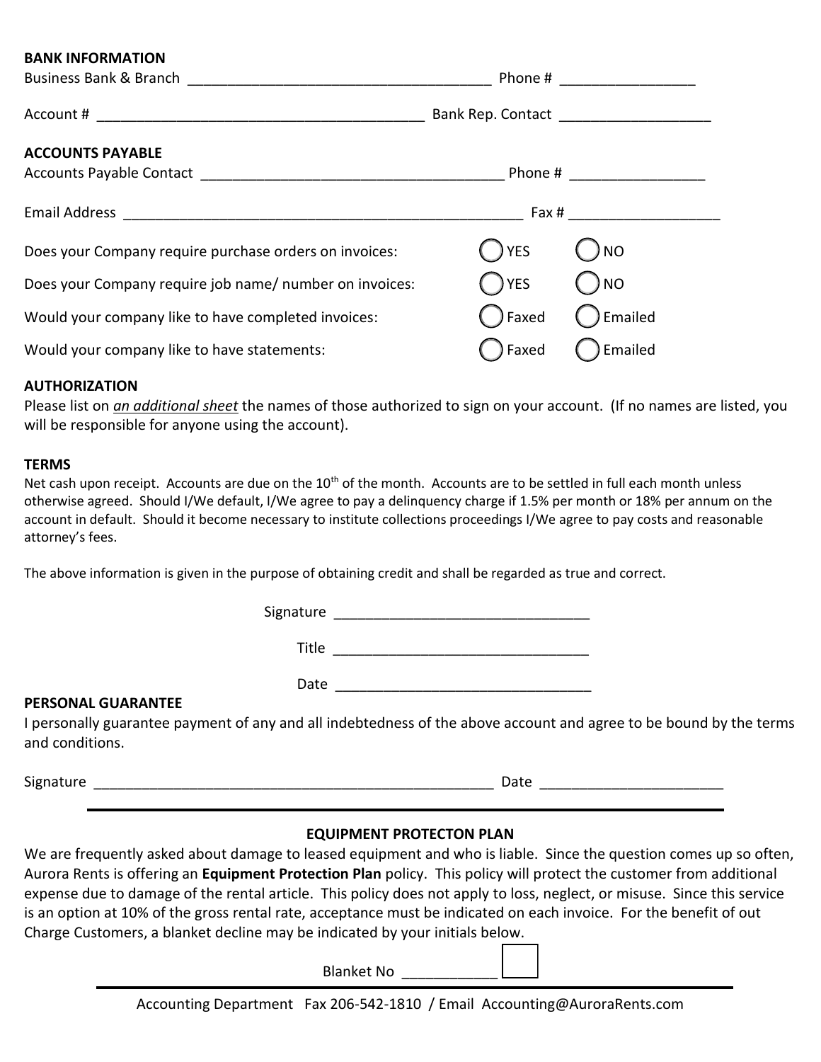**BANK INFORMATION**

Business Bank & Branch ______________________________________ Phone # ________________

Account # ________________________________________ Bank Rep. Contact ___________________

**ACCOUNTS PAYABLE**

Accounts Payable Contact ______________________________________ Phone # ________________

Email Address ________________________________________________ Fax # ___________________

Does your Company require purchase orders on invoices: ◯ YES ◯ NO

Does your Company require job name/ number on invoices: ◯ YES ◯ NO

Would your company like to have completed invoices: ◯ Faxed ◯ Emailed

Would your company like to have statements: ◯ Faxed ◯ Emailed

**AUTHORIZATION**

Please list on *an additional sheet* the names of those authorized to sign on your account. (If no names are listed, you will be responsible for anyone using the account).

**TERMS**

Net cash upon receipt. Accounts are due on the 10th of the month. Accounts are to be settled in full each month unless otherwise agreed. Should I/We default, I/We agree to pay a delinquency charge if 1.5% per month or 18% per annum on the account in default. Should it become necessary to institute collections proceedings I/We agree to pay costs and reasonable attorney's fees.

The above information is given in the purpose of obtaining credit and shall be regarded as true and correct.

Signature ________________________________

Title ________________________________

Date ________________________________

**PERSONAL GUARANTEE**

I personally guarantee payment of any and all indebtedness of the above account and agree to be bound by the terms and conditions.

Signature ___________________________________________________ Date ______________________

---

**EQUIPMENT PROTECTON PLAN**

We are frequently asked about damage to leased equipment and who is liable. Since the question comes up so often, Aurora Rents is offering an **Equipment Protection Plan** policy. This policy will protect the customer from additional expense due to damage of the rental article. This policy does not apply to loss, neglect, or misuse. Since this service is an option at 10% of the gross rental rate, acceptance must be indicated on each invoice. For the benefit of out Charge Customers, a blanket decline may be indicated by your initials below.

Blanket No ___________ ☐

---

Accounting Department Fax 206-542-1810 / Email Accounting@AuroraRents.com